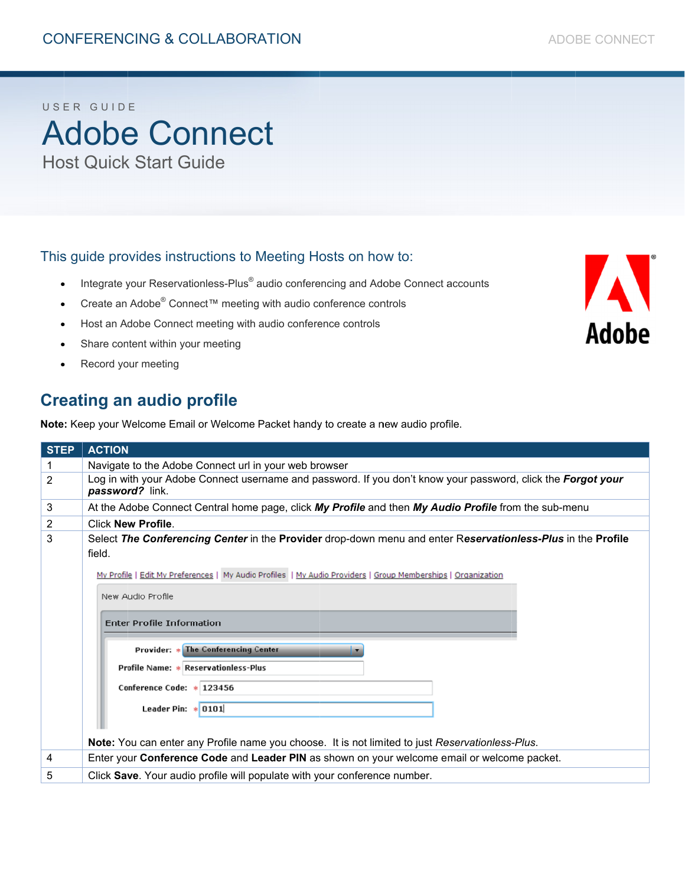# Adobe Connect

USER GUIDE

## Host Quick Start Guide

### This guide provides instructions to Meeting Hosts on how to:

- Integrate your Reservationless-Plus® audio conferencing and Adobe Connect accounts
- Create an Adobe® Connect™ meeting with audio conference controls
- Host an Adobe Connect meeting with audio conference controls
- Share content within your meeting
- Record your meeting

## Creating an audio profile

**Note:** Keep your Welcome Email or Welcome Packet handy to create a new audio profile.

| STEP | ACTION |
|---|---|
| 1 | Navigate to the Adobe Connect url in your web browser |
| 2 | Log in with your Adobe Connect username and password. If you don't know your password, click the ***Forgot your password?*** link. |
| 3 | At the Adobe Connect Central home page, click ***My Profile*** and then ***My Audio Profile*** from the sub-menu |
| 2 | Click **New Profile**. |
| 3 | Select ***The Conferencing Center*** in the **Provider** drop-down menu and enter R***eservationless-Plus*** in the **Profile** field. My Profile \| Edit My Preferences \| My Audio Profiles \| My Audio Providers \| Group Memberships \| Organization — New Audio Profile — Enter Profile Information — Provider: * The Conferencing Center; Profile Name: * Reservationless-Plus; Conference Code: * 123456; Leader Pin: * 0101. **Note:** You can enter any Profile name you choose. It is not limited to just *Reservationless-Plus*. |
| 4 | Enter your **Conference Code** and **Leader PIN** as shown on your welcome email or welcome packet. |
| 5 | Click **Save**. Your audio profile will populate with your conference number. |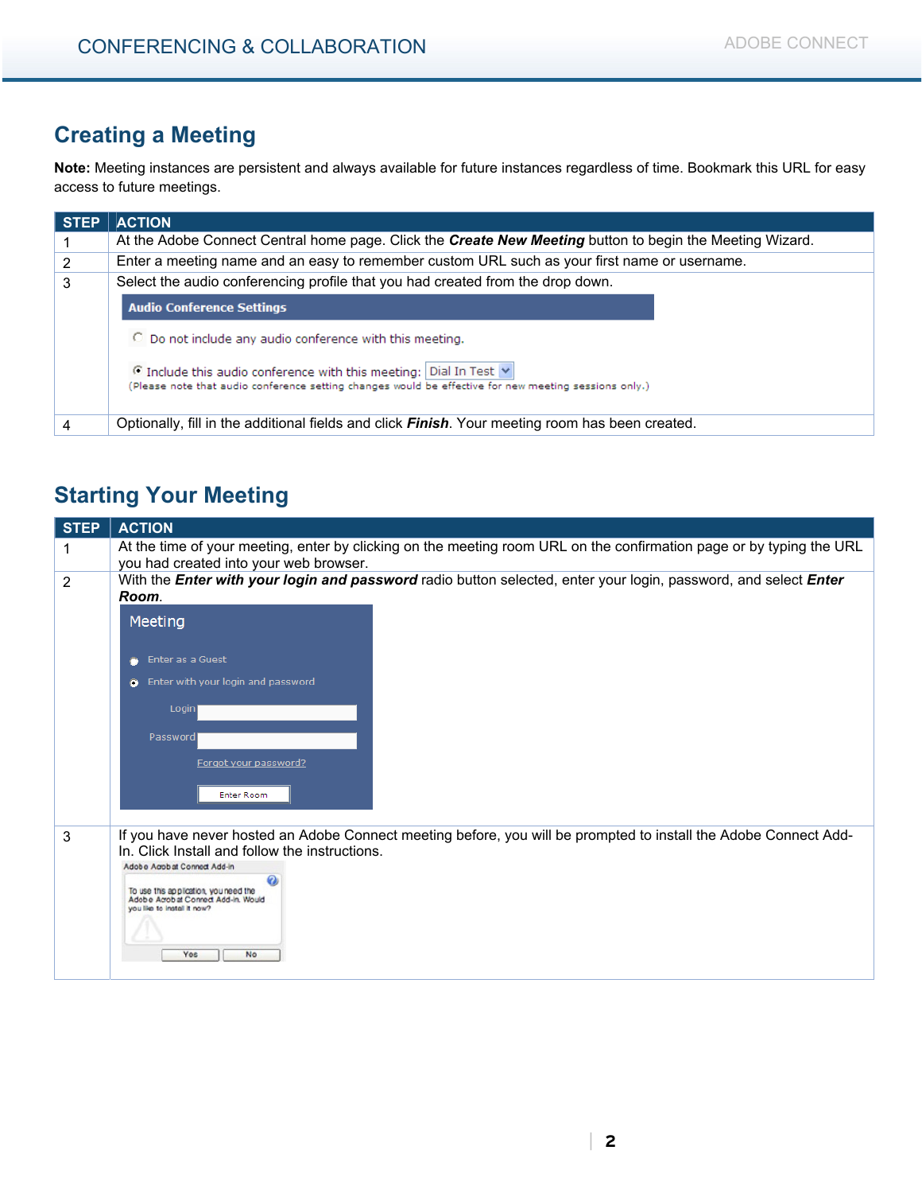## Creating a Meeting

**Note:** Meeting instances are persistent and always available for future instances regardless of time. Bookmark this URL for easy access to future meetings.

| STEP | ACTION |
|---|---|
| 1 | At the Adobe Connect Central home page. Click the ***Create New Meeting*** button to begin the Meeting Wizard. |
| 2 | Enter a meeting name and an easy to remember custom URL such as your first name or username. |
| 3 | Select the audio conferencing profile that you had created from the drop down. |
| 4 | Optionally, fill in the additional fields and click ***Finish***. Your meeting room has been created. |

## Starting Your Meeting

| STEP | ACTION |
|---|---|
| 1 | At the time of your meeting, enter by clicking on the meeting room URL on the confirmation page or by typing the URL you had created into your web browser. |
| 2 | With the ***Enter with your login and password*** radio button selected, enter your login, password, and select ***Enter Room***. |
| 3 | If you have never hosted an Adobe Connect meeting before, you will be prompted to install the Adobe Connect Add-In. Click Install and follow the instructions. |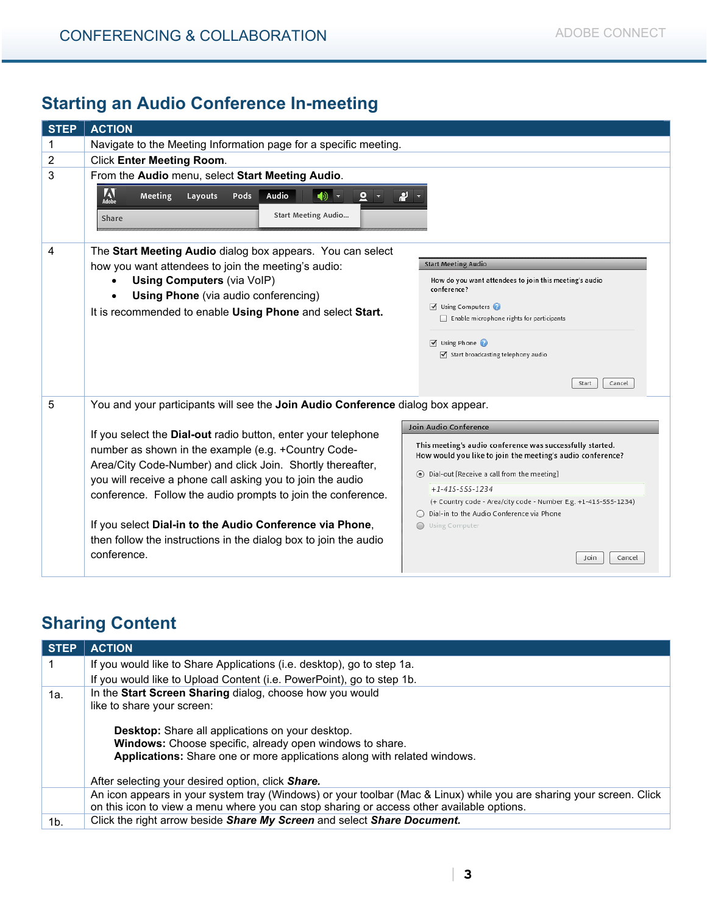## Starting an Audio Conference In-meeting

| STEP | ACTION |
|---|---|
| 1 | Navigate to the Meeting Information page for a specific meeting. |
| 2 | Click **Enter Meeting Room**. |
| 3 | From the **Audio** menu, select **Start Meeting Audio**. |
| 4 | The **Start Meeting Audio** dialog box appears. You can select how you want attendees to join the meeting's audio:<br>• **Using Computers** (via VoIP)<br>• **Using Phone** (via audio conferencing)<br>It is recommended to enable **Using Phone** and select **Start.** |
| 5 | You and your participants will see the **Join Audio Conference** dialog box appear.<br><br>If you select the **Dial-out** radio button, enter your telephone number as shown in the example (e.g. +Country Code-Area/City Code-Number) and click Join. Shortly thereafter, you will receive a phone call asking you to join the audio conference. Follow the audio prompts to join the conference.<br><br>If you select **Dial-in to the Audio Conference via Phone**, then follow the instructions in the dialog box to join the audio conference. |

## Sharing Content

| STEP | ACTION |
|---|---|
| 1 | If you would like to Share Applications (i.e. desktop), go to step 1a.<br>If you would like to Upload Content (i.e. PowerPoint), go to step 1b. |
| 1a. | In the **Start Screen Sharing** dialog, choose how you would like to share your screen:<br><br>**Desktop:** Share all applications on your desktop.<br>**Windows:** Choose specific, already open windows to share.<br>**Applications:** Share one or more applications along with related windows.<br><br>After selecting your desired option, click ***Share.*** |
| | An icon appears in your system tray (Windows) or your toolbar (Mac & Linux) while you are sharing your screen. Click on this icon to view a menu where you can stop sharing or access other available options. |
| 1b. | Click the right arrow beside ***Share My Screen*** and select ***Share Document.*** |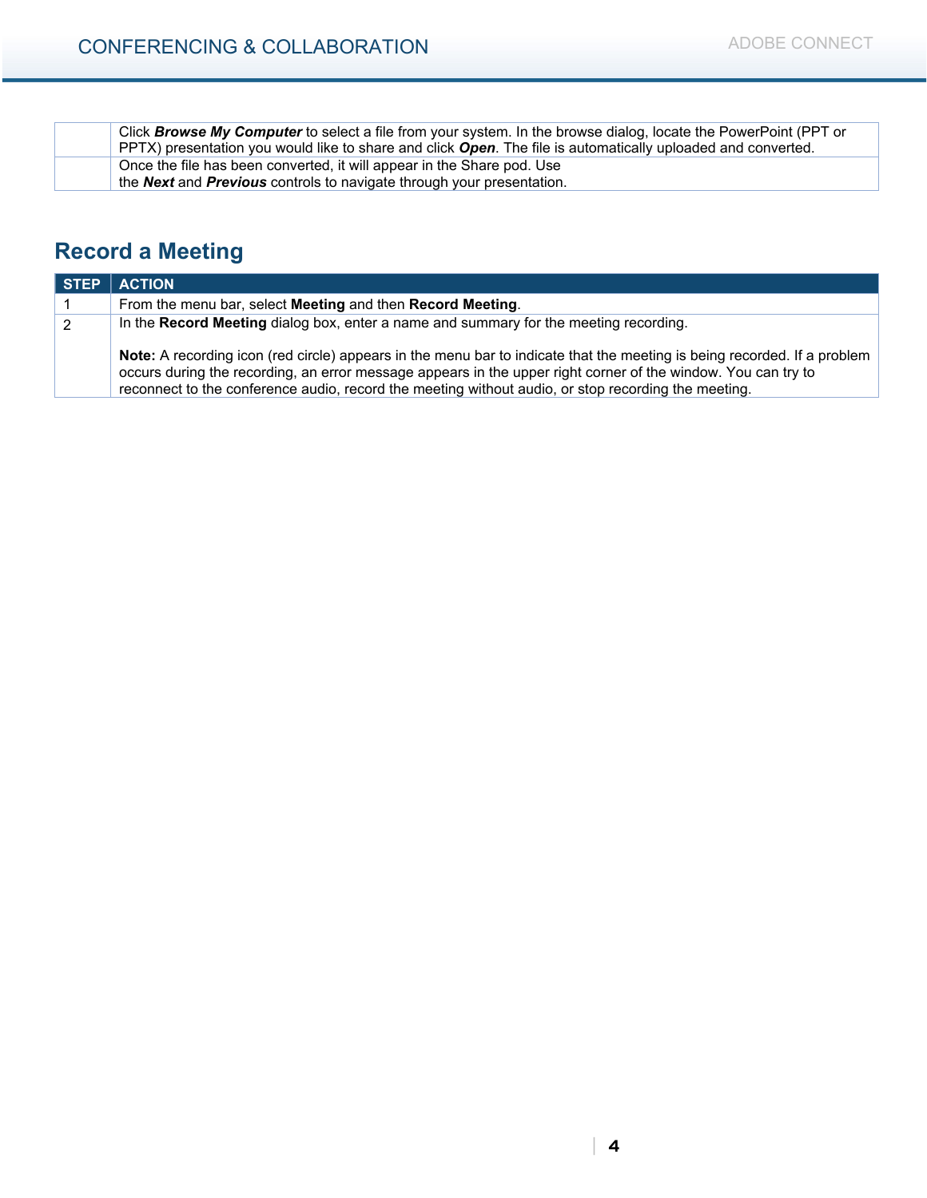| | |
|---|---|
| | Click ***Browse My Computer*** to select a file from your system. In the browse dialog, locate the PowerPoint (PPT or PPTX) presentation you would like to share and click ***Open***. The file is automatically uploaded and converted. |
| | Once the file has been converted, it will appear in the Share pod. Use the ***Next*** and ***Previous*** controls to navigate through your presentation. |

## Record a Meeting

| STEP | ACTION |
|---|---|
| 1 | From the menu bar, select **Meeting** and then **Record Meeting**. |
| 2 | In the **Record Meeting** dialog box, enter a name and summary for the meeting recording.<br><br>**Note:** A recording icon (red circle) appears in the menu bar to indicate that the meeting is being recorded. If a problem occurs during the recording, an error message appears in the upper right corner of the window. You can try to reconnect to the conference audio, record the meeting without audio, or stop recording the meeting. |